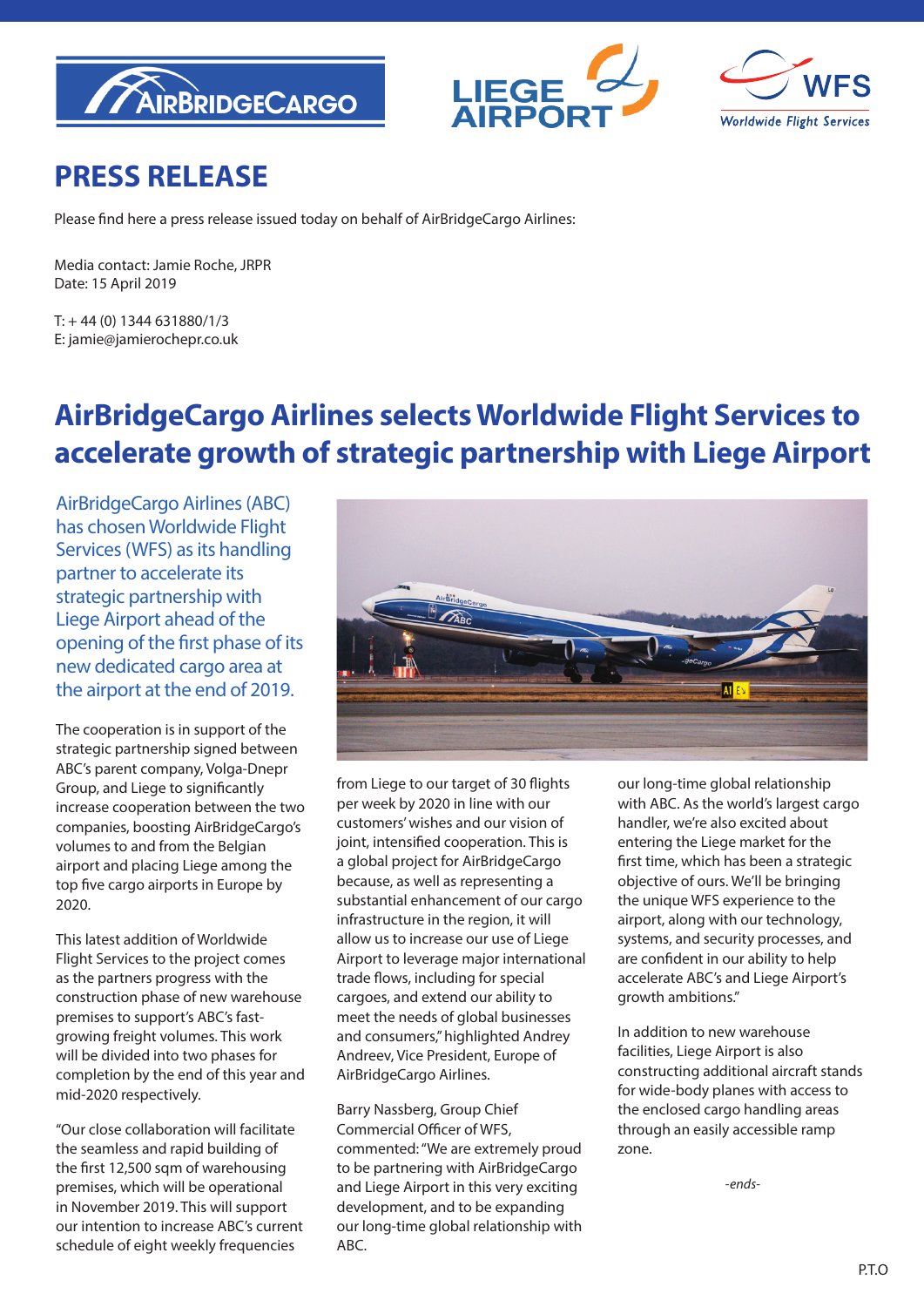# PRESS RELEASE

Please find here a press release issued today on behalf of AirBridgeCargo Airlines:

Media contact: Jamie Roche, JRPR
Date: 15 April 2019

T: + 44 (0) 1344 631880/1/3
E: jamie@jamierochepr.co.uk

## AirBridgeCargo Airlines selects Worldwide Flight Services to accelerate growth of strategic partnership with Liege Airport

AirBridgeCargo Airlines (ABC) has chosen Worldwide Flight Services (WFS) as its handling partner to accelerate its strategic partnership with Liege Airport ahead of the opening of the first phase of its new dedicated cargo area at the airport at the end of 2019.

The cooperation is in support of the strategic partnership signed between ABC's parent company, Volga-Dnepr Group, and Liege to significantly increase cooperation between the two companies, boosting AirBridgeCargo's volumes to and from the Belgian airport and placing Liege among the top five cargo airports in Europe by 2020.

This latest addition of Worldwide Flight Services to the project comes as the partners progress with the construction phase of new warehouse premises to support's ABC's fast-growing freight volumes. This work will be divided into two phases for completion by the end of this year and mid-2020 respectively.

"Our close collaboration will facilitate the seamless and rapid building of the first 12,500 sqm of warehousing premises, which will be operational in November 2019. This will support our intention to increase ABC's current schedule of eight weekly frequencies from Liege to our target of 30 flights per week by 2020 in line with our customers' wishes and our vision of joint, intensified cooperation. This is a global project for AirBridgeCargo because, as well as representing a substantial enhancement of our cargo infrastructure in the region, it will allow us to increase our use of Liege Airport to leverage major international trade flows, including for special cargoes, and extend our ability to meet the needs of global businesses and consumers," highlighted Andrey Andreev, Vice President, Europe of AirBridgeCargo Airlines.

Barry Nassberg, Group Chief Commercial Officer of WFS, commented: "We are extremely proud to be partnering with AirBridgeCargo and Liege Airport in this very exciting development, and to be expanding our long-time global relationship with ABC. As the world's largest cargo handler, we're also excited about entering the Liege market for the first time, which has been a strategic objective of ours. We'll be bringing the unique WFS experience to the airport, along with our technology, systems, and security processes, and are confident in our ability to help accelerate ABC's and Liege Airport's growth ambitions."

In addition to new warehouse facilities, Liege Airport is also constructing additional aircraft stands for wide-body planes with access to the enclosed cargo handling areas through an easily accessible ramp zone.

*-ends-*

P.T.O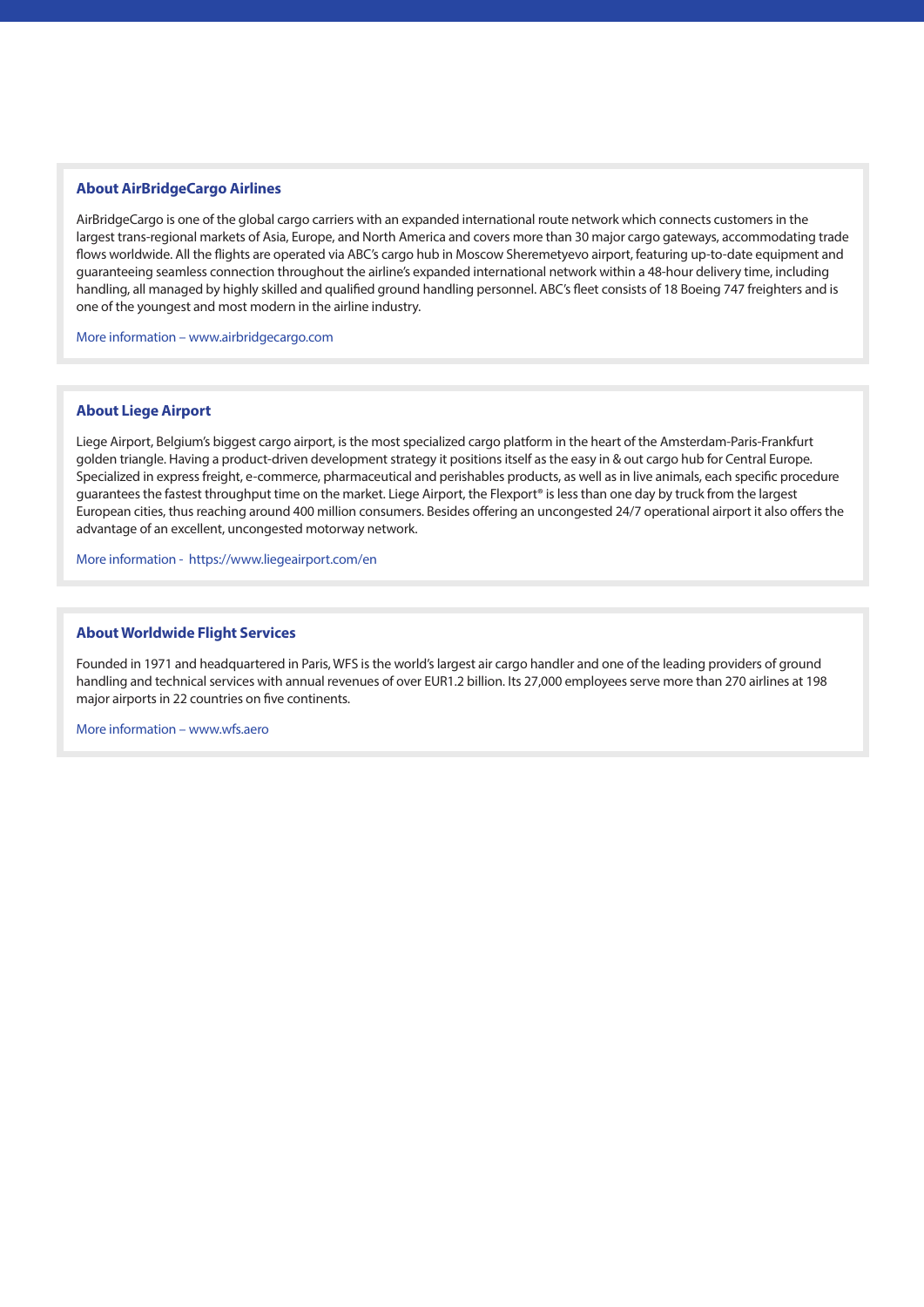### About AirBridgeCargo Airlines

AirBridgeCargo is one of the global cargo carriers with an expanded international route network which connects customers in the largest trans-regional markets of Asia, Europe, and North America and covers more than 30 major cargo gateways, accommodating trade flows worldwide. All the flights are operated via ABC's cargo hub in Moscow Sheremetyevo airport, featuring up-to-date equipment and guaranteeing seamless connection throughout the airline's expanded international network within a 48-hour delivery time, including handling, all managed by highly skilled and qualified ground handling personnel. ABC's fleet consists of 18 Boeing 747 freighters and is one of the youngest and most modern in the airline industry.

More information – www.airbridgecargo.com

### About Liege Airport

Liege Airport, Belgium's biggest cargo airport, is the most specialized cargo platform in the heart of the Amsterdam-Paris-Frankfurt golden triangle. Having a product-driven development strategy it positions itself as the easy in & out cargo hub for Central Europe. Specialized in express freight, e-commerce, pharmaceutical and perishables products, as well as in live animals, each specific procedure guarantees the fastest throughput time on the market. Liege Airport, the Flexport® is less than one day by truck from the largest European cities, thus reaching around 400 million consumers. Besides offering an uncongested 24/7 operational airport it also offers the advantage of an excellent, uncongested motorway network.

More information - https://www.liegeairport.com/en

### About Worldwide Flight Services

Founded in 1971 and headquartered in Paris, WFS is the world's largest air cargo handler and one of the leading providers of ground handling and technical services with annual revenues of over EUR1.2 billion. Its 27,000 employees serve more than 270 airlines at 198 major airports in 22 countries on five continents.

More information – www.wfs.aero